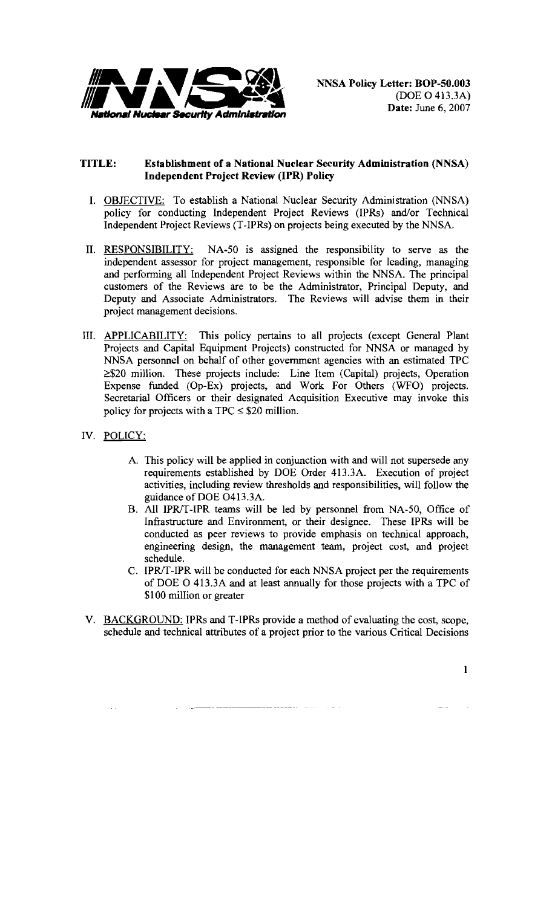NNSA Policy Letter: BOP-50.003
(DOE O 413.3A)
Date: June 6, 2007

**TITLE: Establishment of a National Nuclear Security Administration (NNSA) Independent Project Review (IPR) Policy**

I. OBJECTIVE: To establish a National Nuclear Security Administration (NNSA) policy for conducting Independent Project Reviews (IPRs) and/or Technical Independent Project Reviews (T-IPRs) on projects being executed by the NNSA.

II. RESPONSIBILITY: NA-50 is assigned the responsibility to serve as the independent assessor for project management, responsible for leading, managing and performing all Independent Project Reviews within the NNSA. The principal customers of the Reviews are to be the Administrator, Principal Deputy, and Deputy and Associate Administrators. The Reviews will advise them in their project management decisions.

III. APPLICABILITY: This policy pertains to all projects (except General Plant Projects and Capital Equipment Projects) constructed for NNSA or managed by NNSA personnel on behalf of other government agencies with an estimated TPC ≥$20 million. These projects include: Line Item (Capital) projects, Operation Expense funded (Op-Ex) projects, and Work For Others (WFO) projects. Secretarial Officers or their designated Acquisition Executive may invoke this policy for projects with a TPC ≤ $20 million.

IV. POLICY:

A. This policy will be applied in conjunction with and will not supersede any requirements established by DOE Order 413.3A. Execution of project activities, including review thresholds and responsibilities, will follow the guidance of DOE O413.3A.

B. All IPR/T-IPR teams will be led by personnel from NA-50, Office of Infrastructure and Environment, or their designee. These IPRs will be conducted as peer reviews to provide emphasis on technical approach, engineering design, the management team, project cost, and project schedule.

C. IPR/T-IPR will be conducted for each NNSA project per the requirements of DOE O 413.3A and at least annually for those projects with a TPC of $100 million or greater

V. BACKGROUND: IPRs and T-IPRs provide a method of evaluating the cost, scope, schedule and technical attributes of a project prior to the various Critical Decisions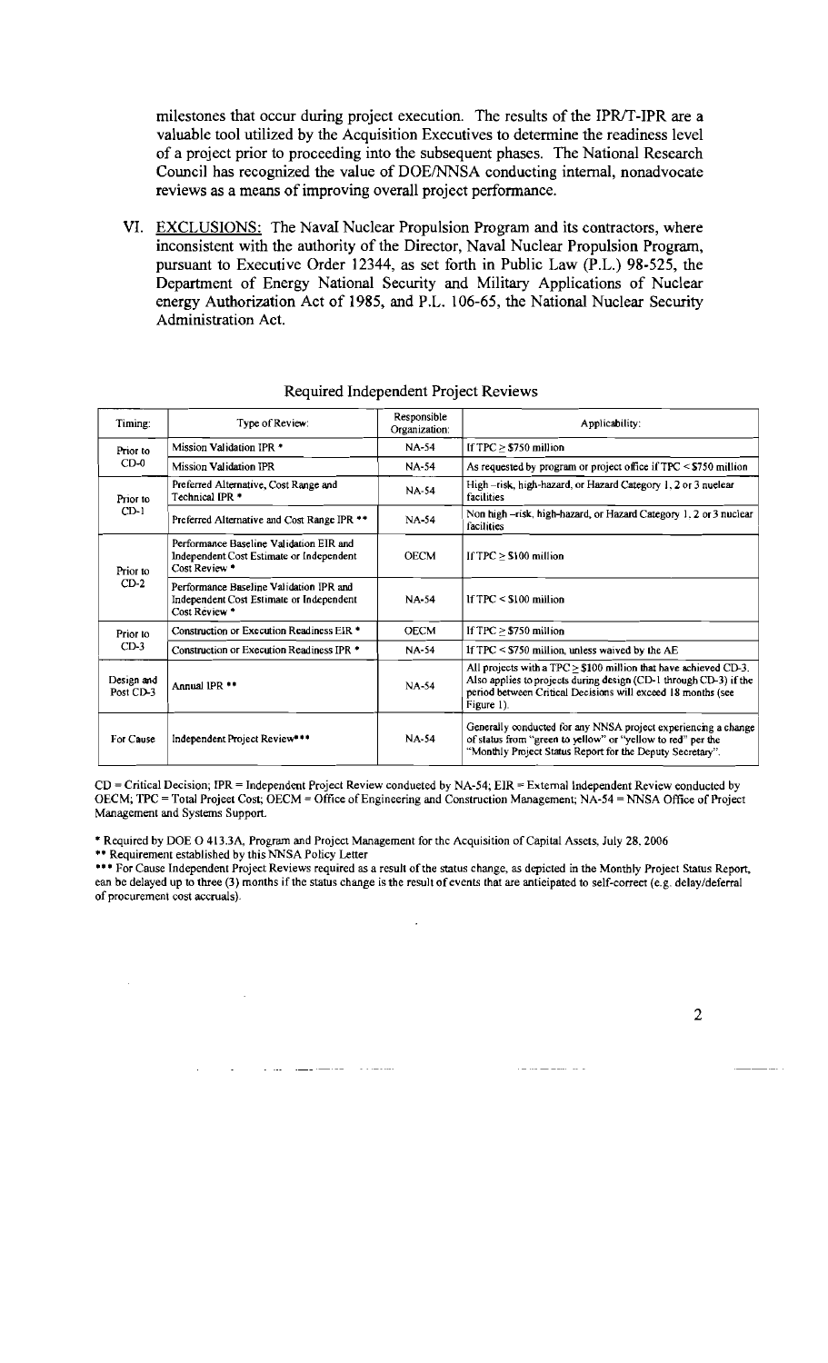milestones that occur during project execution. The results of the IPR/T-IPR are a valuable tool utilized by the Acquisition Executives to determine the readiness level of a project prior to proceeding into the subsequent phases. The National Research Council has recognized the value of DOE/NNSA conducting internal, nonadvocate reviews as a means of improving overall project performance.

VI. EXCLUSIONS: The Naval Nuclear Propulsion Program and its contractors, where inconsistent with the authority of the Director, Naval Nuclear Propulsion Program, pursuant to Executive Order 12344, as set forth in Public Law (P.L.) 98-525, the Department of Energy National Security and Military Applications of Nuclear energy Authorization Act of 1985, and P.L. 106-65, the National Nuclear Security Administration Act.

Required Independent Project Reviews

| Timing: | Type of Review: | Responsible Organization: | Applicability: |
|---|---|---|---|
| Prior to CD-0 | Mission Validation IPR * | NA-54 | If TPC ≥ $750 million |
| | Mission Validation IPR | NA-54 | As requested by program or project office if TPC < $750 million |
| Prior to CD-1 | Preferred Alternative, Cost Range and Technical IPR * | NA-54 | High –risk, high-hazard, or Hazard Category 1, 2 or 3 nuclear facilities |
| | Preferred Alternative and Cost Range IPR ** | NA-54 | Non high –risk, high-hazard, or Hazard Category 1, 2 or 3 nuclear facilities |
| Prior to CD-2 | Performance Baseline Validation EIR and Independent Cost Estimate or Independent Cost Review * | OECM | If TPC ≥ $100 million |
| | Performance Baseline Validation IPR and Independent Cost Estimate or Independent Cost Review * | NA-54 | If TPC < $100 million |
| Prior to CD-3 | Construction or Execution Readiness EIR * | OECM | If TPC ≥ $750 million |
| | Construction or Execution Readiness IPR * | NA-54 | If TPC < $750 million, unless waived by the AE |
| Design and Post CD-3 | Annual IPR ** | NA-54 | All projects with a TPC ≥ $100 million that have achieved CD-3. Also applies to projects during design (CD-1 through CD-3) if the period between Critical Decisions will exceed 18 months (see Figure 1). |
| For Cause | Independent Project Review*** | NA-54 | Generally conducted for any NNSA project experiencing a change of status from "green to yellow" or "yellow to red" per the "Monthly Project Status Report for the Deputy Secretary". |

CD = Critical Decision; IPR = Independent Project Review conducted by NA-54; EIR = External Independent Review conducted by OECM; TPC = Total Project Cost; OECM = Office of Engineering and Construction Management; NA-54 = NNSA Office of Project Management and Systems Support.

* Required by DOE O 413.3A, Program and Project Management for the Acquisition of Capital Assets, July 28, 2006

** Requirement established by this NNSA Policy Letter

*** For Cause Independent Project Reviews required as a result of the status change, as depicted in the Monthly Project Status Report, can be delayed up to three (3) months if the status change is the result of events that are anticipated to self-correct (e.g. delay/deferral of procurement cost accruals).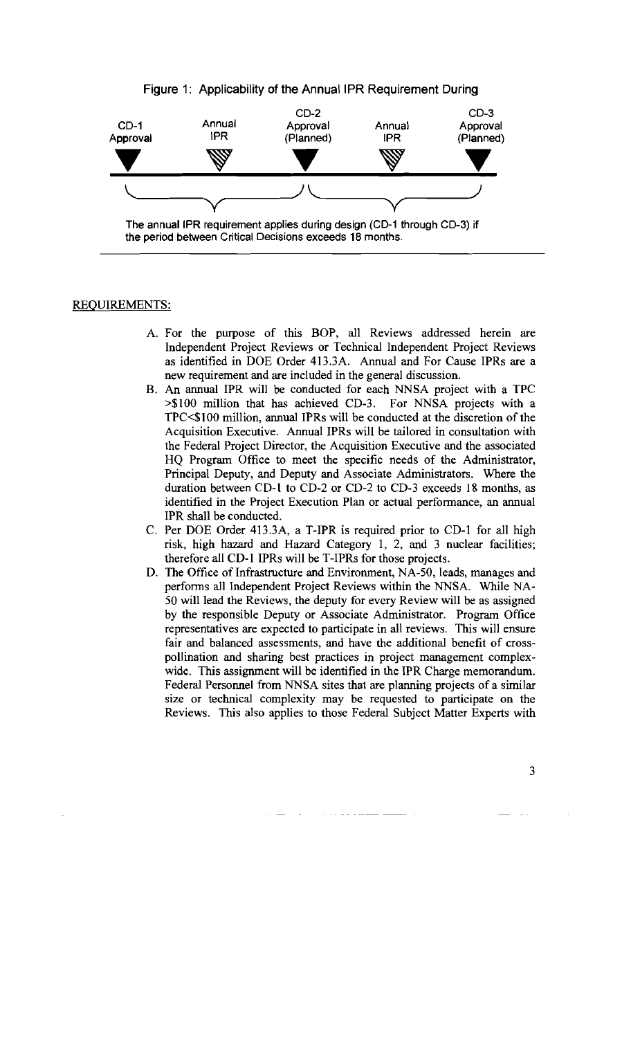Figure 1: Applicability of the Annual IPR Requirement During

CD-1 Approval — Annual IPR — CD-2 Approval (Planned) — Annual IPR — CD-3 Approval (Planned)

The annual IPR requirement applies during design (CD-1 through CD-3) if the period between Critical Decisions exceeds 18 months.

REQUIREMENTS:

A. For the purpose of this BOP, all Reviews addressed herein are Independent Project Reviews or Technical Independent Project Reviews as identified in DOE Order 413.3A. Annual and For Cause IPRs are a new requirement and are included in the general discussion.

B. An annual IPR will be conducted for each NNSA project with a TPC >$100 million that has achieved CD-3. For NNSA projects with a TPC<$100 million, annual IPRs will be conducted at the discretion of the Acquisition Executive. Annual IPRs will be tailored in consultation with the Federal Project Director, the Acquisition Executive and the associated HQ Program Office to meet the specific needs of the Administrator, Principal Deputy, and Deputy and Associate Administrators. Where the duration between CD-1 to CD-2 or CD-2 to CD-3 exceeds 18 months, as identified in the Project Execution Plan or actual performance, an annual IPR shall be conducted.

C. Per DOE Order 413.3A, a T-IPR is required prior to CD-1 for all high risk, high hazard and Hazard Category 1, 2, and 3 nuclear facilities; therefore all CD-1 IPRs will be T-IPRs for those projects.

D. The Office of Infrastructure and Environment, NA-50, leads, manages and performs all Independent Project Reviews within the NNSA. While NA-50 will lead the Reviews, the deputy for every Review will be as assigned by the responsible Deputy or Associate Administrator. Program Office representatives are expected to participate in all reviews. This will ensure fair and balanced assessments, and have the additional benefit of cross-pollination and sharing best practices in project management complex-wide. This assignment will be identified in the IPR Charge memorandum. Federal Personnel from NNSA sites that are planning projects of a similar size or technical complexity may be requested to participate on the Reviews. This also applies to those Federal Subject Matter Experts with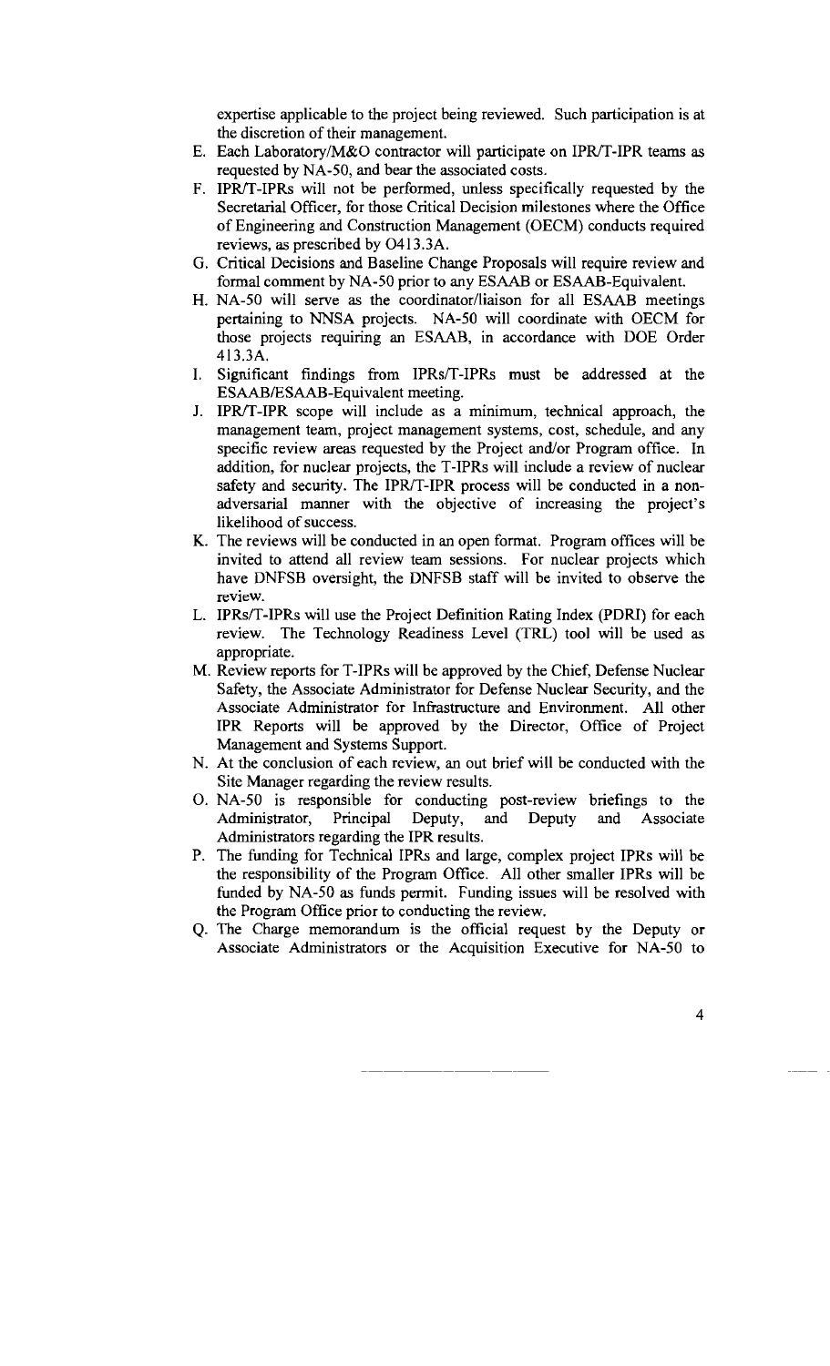expertise applicable to the project being reviewed. Such participation is at the discretion of their management.

E. Each Laboratory/M&O contractor will participate on IPR/T-IPR teams as requested by NA-50, and bear the associated costs.

F. IPR/T-IPRs will not be performed, unless specifically requested by the Secretarial Officer, for those Critical Decision milestones where the Office of Engineering and Construction Management (OECM) conducts required reviews, as prescribed by O413.3A.

G. Critical Decisions and Baseline Change Proposals will require review and formal comment by NA-50 prior to any ESAAB or ESAAB-Equivalent.

H. NA-50 will serve as the coordinator/liaison for all ESAAB meetings pertaining to NNSA projects. NA-50 will coordinate with OECM for those projects requiring an ESAAB, in accordance with DOE Order 413.3A.

I. Significant findings from IPRs/T-IPRs must be addressed at the ESAAB/ESAAB-Equivalent meeting.

J. IPR/T-IPR scope will include as a minimum, technical approach, the management team, project management systems, cost, schedule, and any specific review areas requested by the Project and/or Program office. In addition, for nuclear projects, the T-IPRs will include a review of nuclear safety and security. The IPR/T-IPR process will be conducted in a non-adversarial manner with the objective of increasing the project's likelihood of success.

K. The reviews will be conducted in an open format. Program offices will be invited to attend all review team sessions. For nuclear projects which have DNFSB oversight, the DNFSB staff will be invited to observe the review.

L. IPRs/T-IPRs will use the Project Definition Rating Index (PDRI) for each review. The Technology Readiness Level (TRL) tool will be used as appropriate.

M. Review reports for T-IPRs will be approved by the Chief, Defense Nuclear Safety, the Associate Administrator for Defense Nuclear Security, and the Associate Administrator for Infrastructure and Environment. All other IPR Reports will be approved by the Director, Office of Project Management and Systems Support.

N. At the conclusion of each review, an out brief will be conducted with the Site Manager regarding the review results.

O. NA-50 is responsible for conducting post-review briefings to the Administrator, Principal Deputy, and Deputy and Associate Administrators regarding the IPR results.

P. The funding for Technical IPRs and large, complex project IPRs will be the responsibility of the Program Office. All other smaller IPRs will be funded by NA-50 as funds permit. Funding issues will be resolved with the Program Office prior to conducting the review.

Q. The Charge memorandum is the official request by the Deputy or Associate Administrators or the Acquisition Executive for NA-50 to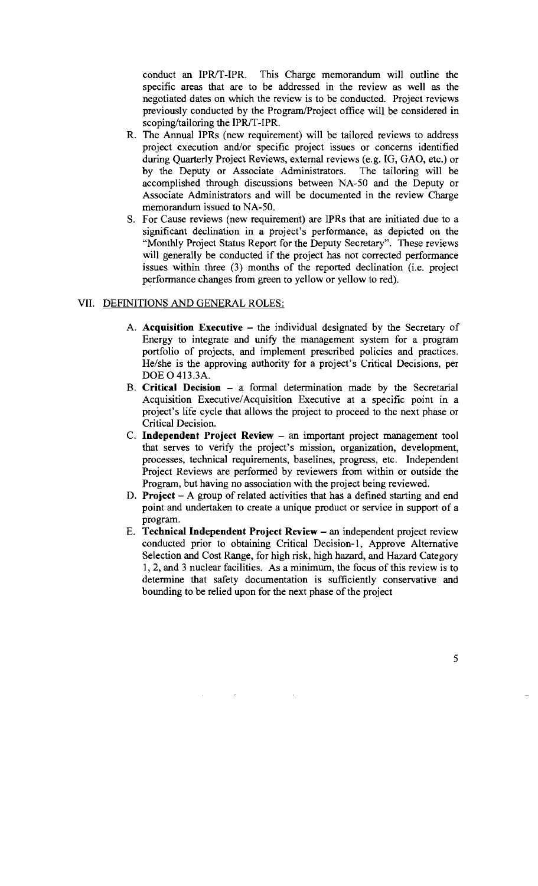conduct an IPR/T-IPR. This Charge memorandum will outline the specific areas that are to be addressed in the review as well as the negotiated dates on which the review is to be conducted. Project reviews previously conducted by the Program/Project office will be considered in scoping/tailoring the IPR/T-IPR.

R. The Annual IPRs (new requirement) will be tailored reviews to address project execution and/or specific project issues or concerns identified during Quarterly Project Reviews, external reviews (e.g. IG, GAO, etc.) or by the Deputy or Associate Administrators. The tailoring will be accomplished through discussions between NA-50 and the Deputy or Associate Administrators and will be documented in the review Charge memorandum issued to NA-50.

S. For Cause reviews (new requirement) are IPRs that are initiated due to a significant declination in a project's performance, as depicted on the "Monthly Project Status Report for the Deputy Secretary". These reviews will generally be conducted if the project has not corrected performance issues within three (3) months of the reported declination (i.e. project performance changes from green to yellow or yellow to red).

## VII. DEFINITIONS AND GENERAL ROLES:

A. **Acquisition Executive** – the individual designated by the Secretary of Energy to integrate and unify the management system for a program portfolio of projects, and implement prescribed policies and practices. He/she is the approving authority for a project's Critical Decisions, per DOE O 413.3A.

B. **Critical Decision** – a formal determination made by the Secretarial Acquisition Executive/Acquisition Executive at a specific point in a project's life cycle that allows the project to proceed to the next phase or Critical Decision.

C. **Independent Project Review** – an important project management tool that serves to verify the project's mission, organization, development, processes, technical requirements, baselines, progress, etc. Independent Project Reviews are performed by reviewers from within or outside the Program, but having no association with the project being reviewed.

D. **Project** – A group of related activities that has a defined starting and end point and undertaken to create a unique product or service in support of a program.

E. **Technical Independent Project Review** – an independent project review conducted prior to obtaining Critical Decision-1, Approve Alternative Selection and Cost Range, for high risk, high hazard, and Hazard Category 1, 2, and 3 nuclear facilities. As a minimum, the focus of this review is to determine that safety documentation is sufficiently conservative and bounding to be relied upon for the next phase of the project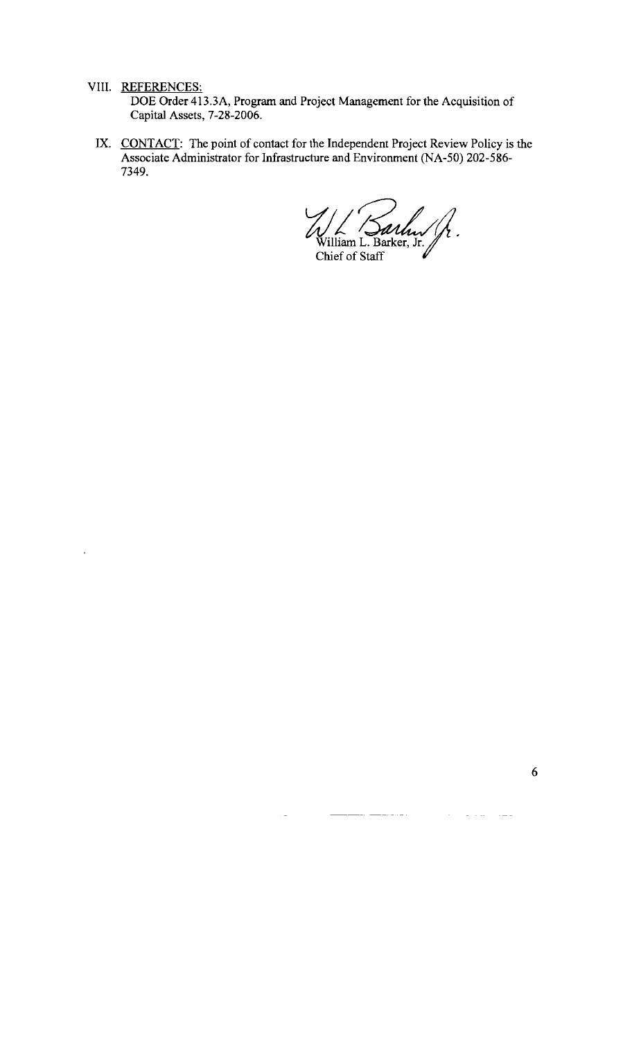VIII. REFERENCES:

DOE Order 413.3A, Program and Project Management for the Acquisition of Capital Assets, 7-28-2006.

IX. CONTACT: The point of contact for the Independent Project Review Policy is the Associate Administrator for Infrastructure and Environment (NA-50) 202-586-7349.

William L. Barker, Jr.
Chief of Staff